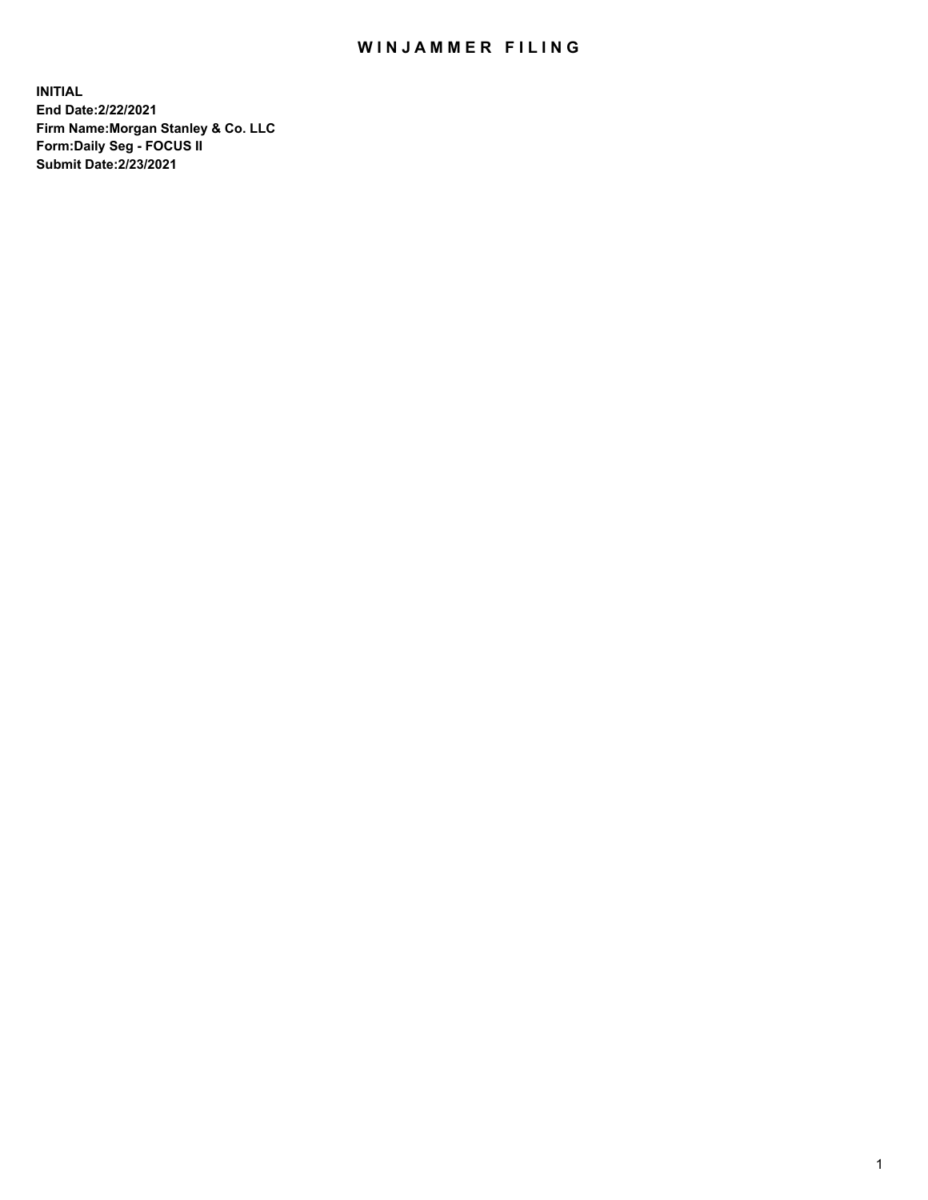# WINJAMMER FILING

**INITIAL**
**End Date:2/22/2021**
**Firm Name:Morgan Stanley & Co. LLC**
**Form:Daily Seg - FOCUS II**
**Submit Date:2/23/2021**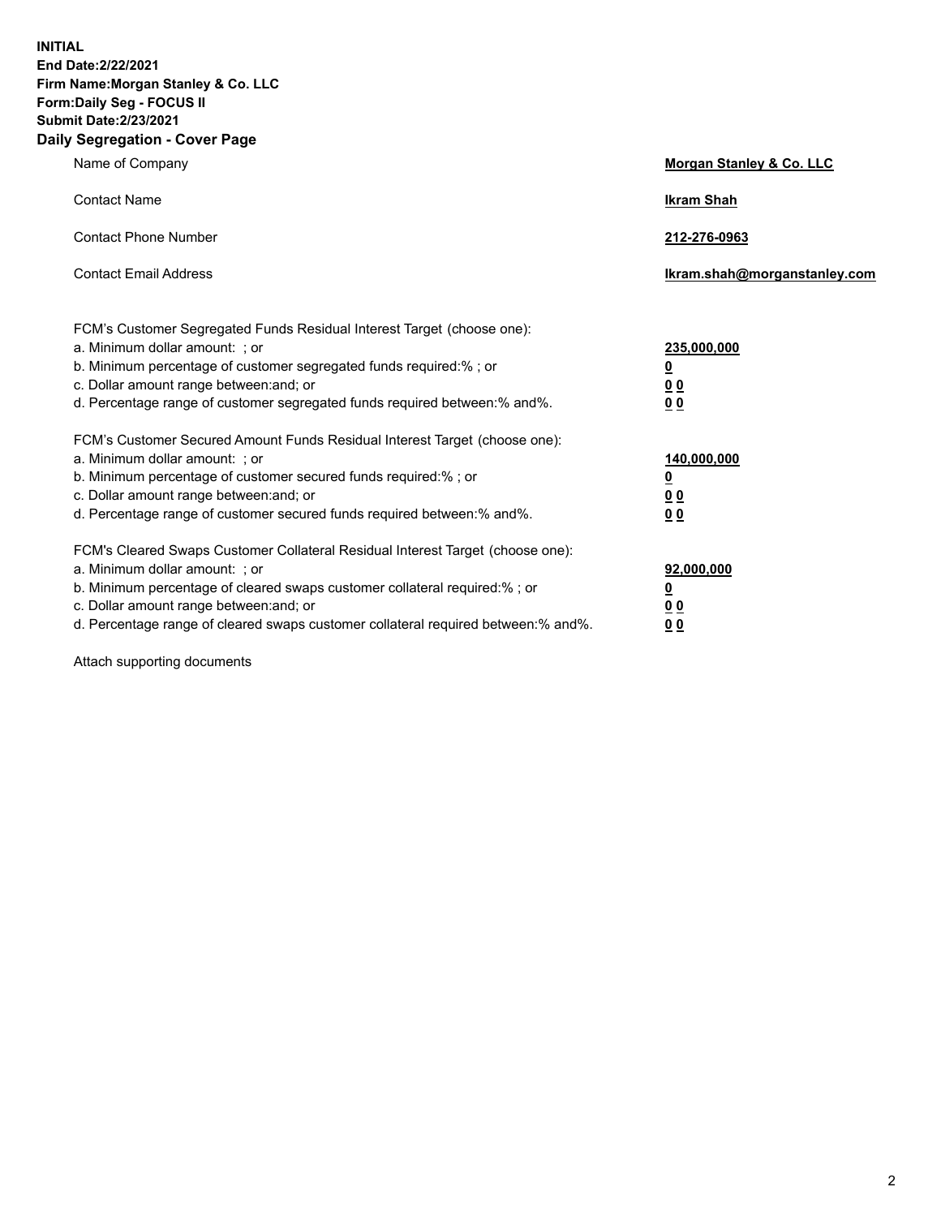**INITIAL**
**End Date:2/22/2021**
**Firm Name:Morgan Stanley & Co. LLC**
**Form:Daily Seg - FOCUS II**
**Submit Date:2/23/2021**

## Daily Segregation - Cover Page

| | |
|---|---|
| Name of Company | **Morgan Stanley & Co. LLC** |
| Contact Name | **Ikram Shah** |
| Contact Phone Number | **212-276-0963** |
| Contact Email Address | **Ikram.shah@morganstanley.com** |

| | |
|---|---|
| FCM's Customer Segregated Funds Residual Interest Target (choose one): | |
| a. Minimum dollar amount: ; or | **235,000,000** |
| b. Minimum percentage of customer segregated funds required:% ; or | **0** |
| c. Dollar amount range between:and; or | **0 0** |
| d. Percentage range of customer segregated funds required between:% and%. | **0 0** |
| FCM's Customer Secured Amount Funds Residual Interest Target (choose one): | |
| a. Minimum dollar amount: ; or | **140,000,000** |
| b. Minimum percentage of customer secured funds required:% ; or | **0** |
| c. Dollar amount range between:and; or | **0 0** |
| d. Percentage range of customer secured funds required between:% and%. | **0 0** |
| FCM's Cleared Swaps Customer Collateral Residual Interest Target (choose one): | |
| a. Minimum dollar amount: ; or | **92,000,000** |
| b. Minimum percentage of cleared swaps customer collateral required:% ; or | **0** |
| c. Dollar amount range between:and; or | **0 0** |
| d. Percentage range of cleared swaps customer collateral required between:% and%. | **0 0** |

Attach supporting documents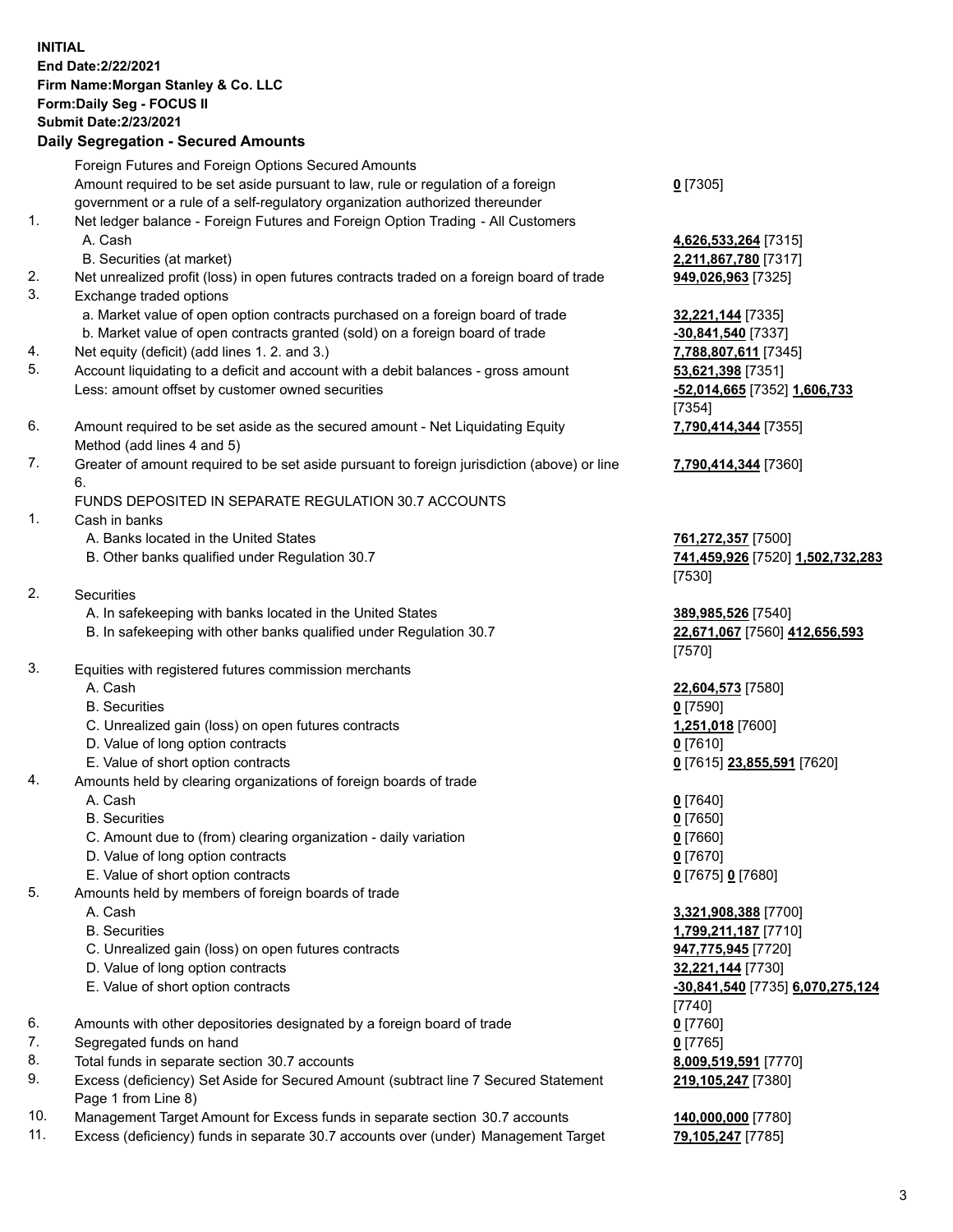**INITIAL**
**End Date:2/22/2021**
**Firm Name:Morgan Stanley & Co. LLC**
**Form:Daily Seg - FOCUS II**
**Submit Date:2/23/2021**

## Daily Segregation - Secured Amounts

| | | |
|---|---|---|
| | Foreign Futures and Foreign Options Secured Amounts | |
| | Amount required to be set aside pursuant to law, rule or regulation of a foreign government or a rule of a self-regulatory organization authorized thereunder | **0** [7305] |
| 1. | Net ledger balance - Foreign Futures and Foreign Option Trading - All Customers | |
| | A. Cash | **4,626,533,264** [7315] |
| | B. Securities (at market) | **2,211,867,780** [7317] |
| 2. | Net unrealized profit (loss) in open futures contracts traded on a foreign board of trade | **949,026,963** [7325] |
| 3. | Exchange traded options | |
| | a. Market value of open option contracts purchased on a foreign board of trade | **32,221,144** [7335] |
| | b. Market value of open contracts granted (sold) on a foreign board of trade | **-30,841,540** [7337] |
| 4. | Net equity (deficit) (add lines 1. 2. and 3.) | **7,788,807,611** [7345] |
| 5. | Account liquidating to a deficit and account with a debit balances - gross amount | **53,621,398** [7351] |
| | Less: amount offset by customer owned securities | **-52,014,665** [7352] **1,606,733** [7354] |
| 6. | Amount required to be set aside as the secured amount - Net Liquidating Equity Method (add lines 4 and 5) | **7,790,414,344** [7355] |
| 7. | Greater of amount required to be set aside pursuant to foreign jurisdiction (above) or line 6. | **7,790,414,344** [7360] |
| | FUNDS DEPOSITED IN SEPARATE REGULATION 30.7 ACCOUNTS | |
| 1. | Cash in banks | |
| | A. Banks located in the United States | **761,272,357** [7500] |
| | B. Other banks qualified under Regulation 30.7 | **741,459,926** [7520] **1,502,732,283** [7530] |
| 2. | Securities | |
| | A. In safekeeping with banks located in the United States | **389,985,526** [7540] |
| | B. In safekeeping with other banks qualified under Regulation 30.7 | **22,671,067** [7560] **412,656,593** [7570] |
| 3. | Equities with registered futures commission merchants | |
| | A. Cash | **22,604,573** [7580] |
| | B. Securities | **0** [7590] |
| | C. Unrealized gain (loss) on open futures contracts | **1,251,018** [7600] |
| | D. Value of long option contracts | **0** [7610] |
| | E. Value of short option contracts | **0** [7615] **23,855,591** [7620] |
| 4. | Amounts held by clearing organizations of foreign boards of trade | |
| | A. Cash | **0** [7640] |
| | B. Securities | **0** [7650] |
| | C. Amount due to (from) clearing organization - daily variation | **0** [7660] |
| | D. Value of long option contracts | **0** [7670] |
| | E. Value of short option contracts | **0** [7675] **0** [7680] |
| 5. | Amounts held by members of foreign boards of trade | |
| | A. Cash | **3,321,908,388** [7700] |
| | B. Securities | **1,799,211,187** [7710] |
| | C. Unrealized gain (loss) on open futures contracts | **947,775,945** [7720] |
| | D. Value of long option contracts | **32,221,144** [7730] |
| | E. Value of short option contracts | **-30,841,540** [7735] **6,070,275,124** [7740] |
| 6. | Amounts with other depositories designated by a foreign board of trade | **0** [7760] |
| 7. | Segregated funds on hand | **0** [7765] |
| 8. | Total funds in separate section 30.7 accounts | **8,009,519,591** [7770] |
| 9. | Excess (deficiency) Set Aside for Secured Amount (subtract line 7 Secured Statement Page 1 from Line 8) | **219,105,247** [7380] |
| 10. | Management Target Amount for Excess funds in separate section 30.7 accounts | **140,000,000** [7780] |
| 11. | Excess (deficiency) funds in separate 30.7 accounts over (under) Management Target | **79,105,247** [7785] |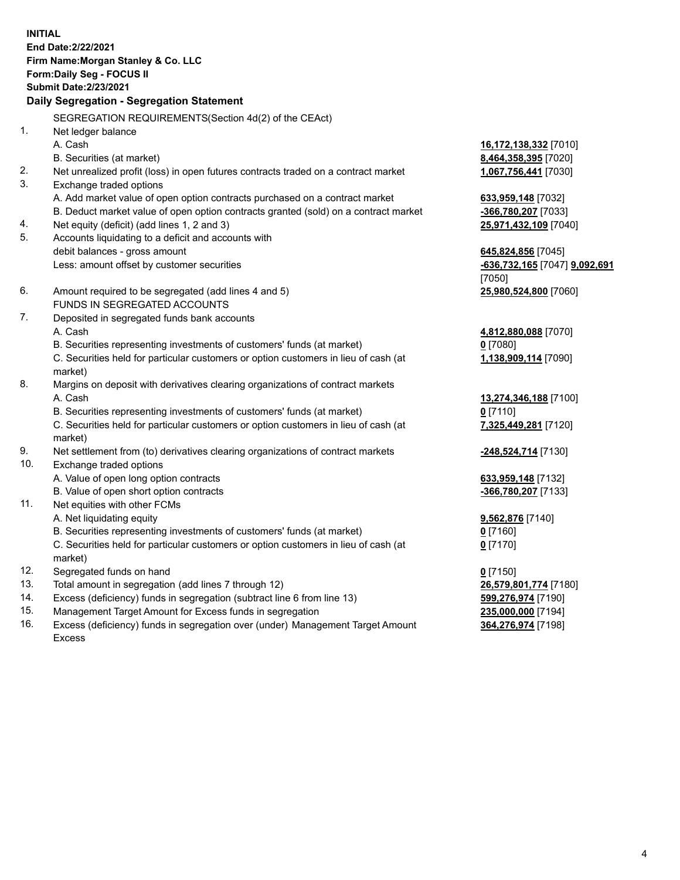**INITIAL**
**End Date:2/22/2021**
**Firm Name:Morgan Stanley & Co. LLC**
**Form:Daily Seg - FOCUS II**
**Submit Date:2/23/2021**

## Daily Segregation - Segregation Statement

| | | |
|---|---|---|
| | SEGREGATION REQUIREMENTS(Section 4d(2) of the CEAct) | |
| 1. | Net ledger balance | |
| | A. Cash | **16,172,138,332** [7010] |
| | B. Securities (at market) | **8,464,358,395** [7020] |
| 2. | Net unrealized profit (loss) in open futures contracts traded on a contract market | **1,067,756,441** [7030] |
| 3. | Exchange traded options | |
| | A. Add market value of open option contracts purchased on a contract market | **633,959,148** [7032] |
| | B. Deduct market value of open option contracts granted (sold) on a contract market | **-366,780,207** [7033] |
| 4. | Net equity (deficit) (add lines 1, 2 and 3) | **25,971,432,109** [7040] |
| 5. | Accounts liquidating to a deficit and accounts with debit balances - gross amount | **645,824,856** [7045] |
| | Less: amount offset by customer securities | **-636,732,165** [7047] **9,092,691** [7050] |
| 6. | Amount required to be segregated (add lines 4 and 5) | **25,980,524,800** [7060] |
| | FUNDS IN SEGREGATED ACCOUNTS | |
| 7. | Deposited in segregated funds bank accounts | |
| | A. Cash | **4,812,880,088** [7070] |
| | B. Securities representing investments of customers' funds (at market) | **0** [7080] |
| | C. Securities held for particular customers or option customers in lieu of cash (at market) | **1,138,909,114** [7090] |
| 8. | Margins on deposit with derivatives clearing organizations of contract markets | |
| | A. Cash | **13,274,346,188** [7100] |
| | B. Securities representing investments of customers' funds (at market) | **0** [7110] |
| | C. Securities held for particular customers or option customers in lieu of cash (at market) | **7,325,449,281** [7120] |
| 9. | Net settlement from (to) derivatives clearing organizations of contract markets | **-248,524,714** [7130] |
| 10. | Exchange traded options | |
| | A. Value of open long option contracts | **633,959,148** [7132] |
| | B. Value of open short option contracts | **-366,780,207** [7133] |
| 11. | Net equities with other FCMs | |
| | A. Net liquidating equity | **9,562,876** [7140] |
| | B. Securities representing investments of customers' funds (at market) | **0** [7160] |
| | C. Securities held for particular customers or option customers in lieu of cash (at market) | **0** [7170] |
| 12. | Segregated funds on hand | **0** [7150] |
| 13. | Total amount in segregation (add lines 7 through 12) | **26,579,801,774** [7180] |
| 14. | Excess (deficiency) funds in segregation (subtract line 6 from line 13) | **599,276,974** [7190] |
| 15. | Management Target Amount for Excess funds in segregation | **235,000,000** [7194] |
| 16. | Excess (deficiency) funds in segregation over (under) Management Target Amount Excess | **364,276,974** [7198] |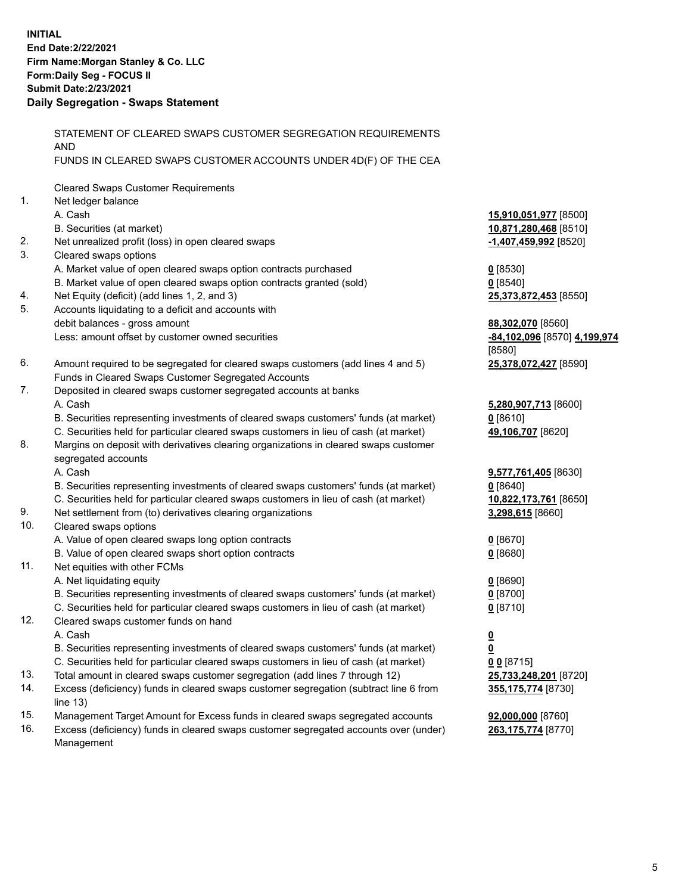**INITIAL**
**End Date:2/22/2021**
**Firm Name:Morgan Stanley & Co. LLC**
**Form:Daily Seg - FOCUS II**
**Submit Date:2/23/2021**
**Daily Segregation - Swaps Statement**

STATEMENT OF CLEARED SWAPS CUSTOMER SEGREGATION REQUIREMENTS AND
FUNDS IN CLEARED SWAPS CUSTOMER ACCOUNTS UNDER 4D(F) OF THE CEA

| | | |
|---|---|---|
| | Cleared Swaps Customer Requirements | |
| 1. | Net ledger balance | |
| | A. Cash | **15,910,051,977** [8500] |
| | B. Securities (at market) | **10,871,280,468** [8510] |
| 2. | Net unrealized profit (loss) in open cleared swaps | **-1,407,459,992** [8520] |
| 3. | Cleared swaps options | |
| | A. Market value of open cleared swaps option contracts purchased | **0** [8530] |
| | B. Market value of open cleared swaps option contracts granted (sold) | **0** [8540] |
| 4. | Net Equity (deficit) (add lines 1, 2, and 3) | **25,373,872,453** [8550] |
| 5. | Accounts liquidating to a deficit and accounts with debit balances - gross amount | **88,302,070** [8560] |
| | Less: amount offset by customer owned securities | **-84,102,096** [8570] **4,199,974** [8580] |
| 6. | Amount required to be segregated for cleared swaps customers (add lines 4 and 5) | **25,378,072,427** [8590] |
| | Funds in Cleared Swaps Customer Segregated Accounts | |
| 7. | Deposited in cleared swaps customer segregated accounts at banks | |
| | A. Cash | **5,280,907,713** [8600] |
| | B. Securities representing investments of cleared swaps customers' funds (at market) | **0** [8610] |
| | C. Securities held for particular cleared swaps customers in lieu of cash (at market) | **49,106,707** [8620] |
| 8. | Margins on deposit with derivatives clearing organizations in cleared swaps customer segregated accounts | |
| | A. Cash | **9,577,761,405** [8630] |
| | B. Securities representing investments of cleared swaps customers' funds (at market) | **0** [8640] |
| | C. Securities held for particular cleared swaps customers in lieu of cash (at market) | **10,822,173,761** [8650] |
| 9. | Net settlement from (to) derivatives clearing organizations | **3,298,615** [8660] |
| 10. | Cleared swaps options | |
| | A. Value of open cleared swaps long option contracts | **0** [8670] |
| | B. Value of open cleared swaps short option contracts | **0** [8680] |
| 11. | Net equities with other FCMs | |
| | A. Net liquidating equity | **0** [8690] |
| | B. Securities representing investments of cleared swaps customers' funds (at market) | **0** [8700] |
| | C. Securities held for particular cleared swaps customers in lieu of cash (at market) | **0** [8710] |
| 12. | Cleared swaps customer funds on hand | |
| | A. Cash | **0** |
| | B. Securities representing investments of cleared swaps customers' funds (at market) | **0** |
| | C. Securities held for particular cleared swaps customers in lieu of cash (at market) | **0** **0** [8715] |
| 13. | Total amount in cleared swaps customer segregation (add lines 7 through 12) | **25,733,248,201** [8720] |
| 14. | Excess (deficiency) funds in cleared swaps customer segregation (subtract line 6 from line 13) | **355,175,774** [8730] |
| 15. | Management Target Amount for Excess funds in cleared swaps segregated accounts | **92,000,000** [8760] |
| 16. | Excess (deficiency) funds in cleared swaps customer segregated accounts over (under) Management | **263,175,774** [8770] |